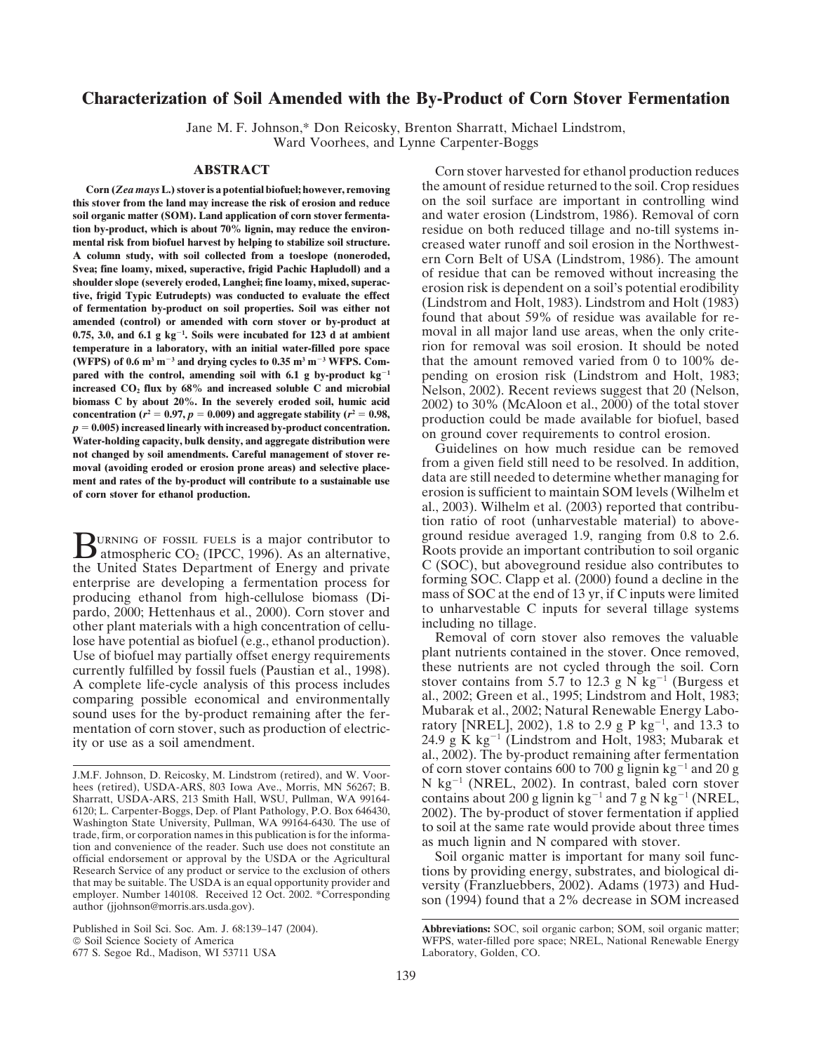# Characterization of Soil Amended with the By-Product of Corn Stover Fermentation

Jane M. F. Johnson,* Don Reicosky, Brenton Sharratt, Michael Lindstrom, Ward Voorhees, and Lynne Carpenter-Boggs

## ABSTRACT

**Corn (*Zea mays* L.) stover is a potential biofuel; however, removing this stover from the land may increase the risk of erosion and reduce soil organic matter (SOM). Land application of corn stover fermentation by-product, which is about 70% lignin, may reduce the environmental risk from biofuel harvest by helping to stabilize soil structure. A column study, with soil collected from a toeslope (noneroded, Svea; fine loamy, mixed, superactive, frigid Pachic Hapludoll) and a shoulder slope (severely eroded, Langhei; fine loamy, mixed, superactive, frigid Typic Eutrudepts) was conducted to evaluate the effect of fermentation by-product on soil properties. Soil was either not amended (control) or amended with corn stover or by-product at 0.75, 3.0, and 6.1 g kg$^{-1}$. Soils were incubated for 123 d at ambient temperature in a laboratory, with an initial water-filled pore space (WFPS) of 0.6 m$^3$ m$^{-3}$ and drying cycles to 0.35 m$^3$ m$^{-3}$ WFPS. Compared with the control, amending soil with 6.1 g by-product kg$^{-1}$ increased $CO_2$ flux by 68% and increased soluble C and microbial biomass C by about 20%. In the severely eroded soil, humic acid concentration ($r^2$ = 0.97, $p$ = 0.009) and aggregate stability ($r^2$ = 0.98, $p$ = 0.005) increased linearly with increased by-product concentration. Water-holding capacity, bulk density, and aggregate distribution were not changed by soil amendments. Careful management of stover removal (avoiding eroded or erosion prone areas) and selective placement and rates of the by-product will contribute to a sustainable use of corn stover for ethanol production.**

Burning of fossil fuels is a major contributor to atmospheric $CO_2$ (IPCC, 1996). As an alternative, the United States Department of Energy and private enterprise are developing a fermentation process for producing ethanol from high-cellulose biomass (Dipardo, 2000; Hettenhaus et al., 2000). Corn stover and other plant materials with a high concentration of cellulose have potential as biofuel (e.g., ethanol production). Use of biofuel may partially offset energy requirements currently fulfilled by fossil fuels (Paustian et al., 1998). A complete life-cycle analysis of this process includes comparing possible economical and environmentally sound uses for the by-product remaining after the fermentation of corn stover, such as production of electricity or use as a soil amendment.

Corn stover harvested for ethanol production reduces the amount of residue returned to the soil. Crop residues on the soil surface are important in controlling wind and water erosion (Lindstrom, 1986). Removal of corn residue on both reduced tillage and no-till systems increased water runoff and soil erosion in the Northwestern Corn Belt of USA (Lindstrom, 1986). The amount of residue that can be removed without increasing the erosion risk is dependent on a soil's potential erodibility (Lindstrom and Holt, 1983). Lindstrom and Holt (1983) found that about 59% of residue was available for removal in all major land use areas, when the only criterion for removal was soil erosion. It should be noted that the amount removed varied from 0 to 100% depending on erosion risk (Lindstrom and Holt, 1983; Nelson, 2002). Recent reviews suggest that 20 (Nelson, 2002) to 30% (McAloon et al., 2000) of the total stover production could be made available for biofuel, based on ground cover requirements to control erosion.

Guidelines on how much residue can be removed from a given field still need to be resolved. In addition, data are still needed to determine whether managing for erosion is sufficient to maintain SOM levels (Wilhelm et al., 2003). Wilhelm et al. (2003) reported that contribution ratio of root (unharvestable material) to aboveground residue averaged 1.9, ranging from 0.8 to 2.6. Roots provide an important contribution to soil organic C (SOC), but aboveground residue also contributes to forming SOC. Clapp et al. (2000) found a decline in the mass of SOC at the end of 13 yr, if C inputs were limited to unharvestable C inputs for several tillage systems including no tillage.

Removal of corn stover also removes the valuable plant nutrients contained in the stover. Once removed, these nutrients are not cycled through the soil. Corn stover contains from 5.7 to 12.3 g N kg$^{-1}$ (Burgess et al., 2002; Green et al., 1995; Lindstrom and Holt, 1983; Mubarak et al., 2002; Natural Renewable Energy Laboratory [NREL], 2002), 1.8 to 2.9 g P kg$^{-1}$, and 13.3 to 24.9 g K kg$^{-1}$ (Lindstrom and Holt, 1983; Mubarak et al., 2002). The by-product remaining after fermentation of corn stover contains 600 to 700 g lignin kg$^{-1}$ and 20 g N kg$^{-1}$ (NREL, 2002). In contrast, baled corn stover contains about 200 g lignin kg$^{-1}$ and 7 g N kg$^{-1}$ (NREL, 2002). The by-product of stover fermentation if applied to soil at the same rate would provide about three times as much lignin and N compared with stover.

Soil organic matter is important for many soil functions by providing energy, substrates, and biological diversity (Franzluebbers, 2002). Adams (1973) and Hudson (1994) found that a 2% decrease in SOM increased

J.M.F. Johnson, D. Reicosky, M. Lindstrom (retired), and W. Voorhees (retired), USDA-ARS, 803 Iowa Ave., Morris, MN 56267; B. Sharratt, USDA-ARS, 213 Smith Hall, WSU, Pullman, WA 99164-6120; L. Carpenter-Boggs, Dep. of Plant Pathology, P.O. Box 646430, Washington State University, Pullman, WA 99164-6430. The use of trade, firm, or corporation names in this publication is for the information and convenience of the reader. Such use does not constitute an official endorsement or approval by the USDA or the Agricultural Research Service of any product or service to the exclusion of others that may be suitable. The USDA is an equal opportunity provider and employer. Number 140108. Received 12 Oct. 2002. *Corresponding author (jjohnson@morris.ars.usda.gov).

Published in Soil Sci. Soc. Am. J. 68:139–147 (2004).
© Soil Science Society of America
677 S. Segoe Rd., Madison, WI 53711 USA

**Abbreviations:** SOC, soil organic carbon; SOM, soil organic matter; WFPS, water-filled pore space; NREL, National Renewable Energy Laboratory, Golden, CO.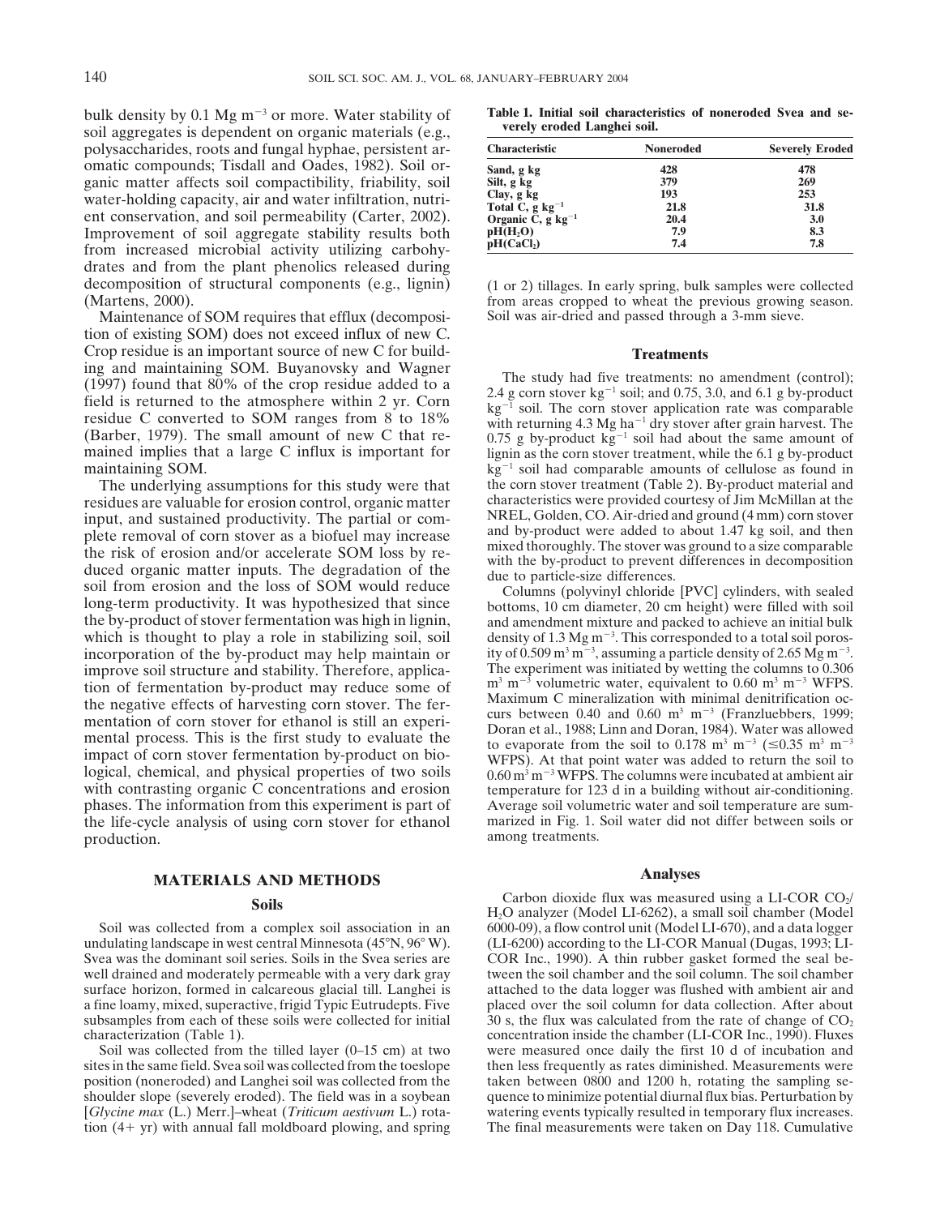bulk density by 0.1 Mg $m^{-3}$ or more. Water stability of soil aggregates is dependent on organic materials (e.g., polysaccharides, roots and fungal hyphae, persistent aromatic compounds; Tisdall and Oades, 1982). Soil organic matter affects soil compactibility, friability, soil water-holding capacity, air and water infiltration, nutrient conservation, and soil permeability (Carter, 2002). Improvement of soil aggregate stability results both from increased microbial activity utilizing carbohydrates and from the plant phenolics released during decomposition of structural components (e.g., lignin) (Martens, 2000).

Maintenance of SOM requires that efflux (decomposition of existing SOM) does not exceed influx of new C. Crop residue is an important source of new C for building and maintaining SOM. Buyanovsky and Wagner (1997) found that 80% of the crop residue added to a field is returned to the atmosphere within 2 yr. Corn residue C converted to SOM ranges from 8 to 18% (Barber, 1979). The small amount of new C that remained implies that a large C influx is important for maintaining SOM.

The underlying assumptions for this study were that residues are valuable for erosion control, organic matter input, and sustained productivity. The partial or complete removal of corn stover as a biofuel may increase the risk of erosion and/or accelerate SOM loss by reduced organic matter inputs. The degradation of the soil from erosion and the loss of SOM would reduce long-term productivity. It was hypothesized that since the by-product of stover fermentation was high in lignin, which is thought to play a role in stabilizing soil, soil incorporation of the by-product may help maintain or improve soil structure and stability. Therefore, application of fermentation by-product may reduce some of the negative effects of harvesting corn stover. The fermentation of corn stover for ethanol is still an experimental process. This is the first study to evaluate the impact of corn stover fermentation by-product on biological, chemical, and physical properties of two soils with contrasting organic C concentrations and erosion phases. The information from this experiment is part of the life-cycle analysis of using corn stover for ethanol production.

## MATERIALS AND METHODS

### Soils

Soil was collected from a complex soil association in an undulating landscape in west central Minnesota (45°N, 96° W). Svea was the dominant soil series. Soils in the Svea series are well drained and moderately permeable with a very dark gray surface horizon, formed in calcareous glacial till. Langhei is a fine loamy, mixed, superactive, frigid Typic Eutrudepts. Five subsamples from each of these soils were collected for initial characterization (Table 1).

Soil was collected from the tilled layer (0–15 cm) at two sites in the same field. Svea soil was collected from the toeslope position (noneroded) and Langhei soil was collected from the shoulder slope (severely eroded). The field was in a soybean [*Glycine max* (L.) Merr.]–wheat (*Triticum aestivum* L.) rotation (4+ yr) with annual fall moldboard plowing, and spring (1 or 2) tillages. In early spring, bulk samples were collected from areas cropped to wheat the previous growing season. Soil was air-dried and passed through a 3-mm sieve.

**Table 1. Initial soil characteristics of noneroded Svea and severely eroded Langhei soil.**

| Characteristic | Noneroded | Severely Eroded |
|---|---|---|
| Sand, g kg | 428 | 478 |
| Silt, g kg | 379 | 269 |
| Clay, g kg | 193 | 253 |
| Total C, g $kg^{-1}$ | 21.8 | 31.8 |
| Organic C, g $kg^{-1}$ | 20.4 | 3.0 |
| pH($H_2O$) | 7.9 | 8.3 |
| pH($CaCl_2$) | 7.4 | 7.8 |

### Treatments

The study had five treatments: no amendment (control); 2.4 g corn stover $kg^{-1}$ soil; and 0.75, 3.0, and 6.1 g by-product $kg^{-1}$ soil. The corn stover application rate was comparable with returning 4.3 Mg $ha^{-1}$ dry stover after grain harvest. The 0.75 g by-product $kg^{-1}$ soil had about the same amount of lignin as the corn stover treatment, while the 6.1 g by-product $kg^{-1}$ soil had comparable amounts of cellulose as found in the corn stover treatment (Table 2). By-product material and characteristics were provided courtesy of Jim McMillan at the NREL, Golden, CO. Air-dried and ground (4 mm) corn stover and by-product were added to about 1.47 kg soil, and then mixed thoroughly. The stover was ground to a size comparable with the by-product to prevent differences in decomposition due to particle-size differences.

Columns (polyvinyl chloride [PVC] cylinders, with sealed bottoms, 10 cm diameter, 20 cm height) were filled with soil and amendment mixture and packed to achieve an initial bulk density of 1.3 Mg $m^{-3}$. This corresponded to a total soil porosity of 0.509 $m^3$ $m^{-3}$, assuming a particle density of 2.65 Mg $m^{-3}$. The experiment was initiated by wetting the columns to 0.306 $m^3$ $m^{-3}$ volumetric water, equivalent to 0.60 $m^3$ $m^{-3}$ WFPS. Maximum C mineralization with minimal denitrification occurs between 0.40 and 0.60 $m^3$ $m^{-3}$ (Franzluebbers, 1999; Doran et al., 1988; Linn and Doran, 1984). Water was allowed to evaporate from the soil to 0.178 $m^3$ $m^{-3}$ ($\leq$0.35 $m^3$ $m^{-3}$ WFPS). At that point water was added to return the soil to 0.60 $m^3$ $m^{-3}$ WFPS. The columns were incubated at ambient air temperature for 123 d in a building without air-conditioning. Average soil volumetric water and soil temperature are summarized in Fig. 1. Soil water did not differ between soils or among treatments.

### Analyses

Carbon dioxide flux was measured using a LI-COR $CO_2$/$H_2O$ analyzer (Model LI-6262), a small soil chamber (Model 6000-09), a flow control unit (Model LI-670), and a data logger (LI-6200) according to the LI-COR Manual (Dugas, 1993; LI-COR Inc., 1990). A thin rubber gasket formed the seal between the soil chamber and the soil column. The soil chamber attached to the data logger was flushed with ambient air and placed over the soil column for data collection. After about 30 s, the flux was calculated from the rate of change of $CO_2$ concentration inside the chamber (LI-COR Inc., 1990). Fluxes were measured once daily the first 10 d of incubation and then less frequently as rates diminished. Measurements were taken between 0800 and 1200 h, rotating the sampling sequence to minimize potential diurnal flux bias. Perturbation by watering events typically resulted in temporary flux increases. The final measurements were taken on Day 118. Cumulative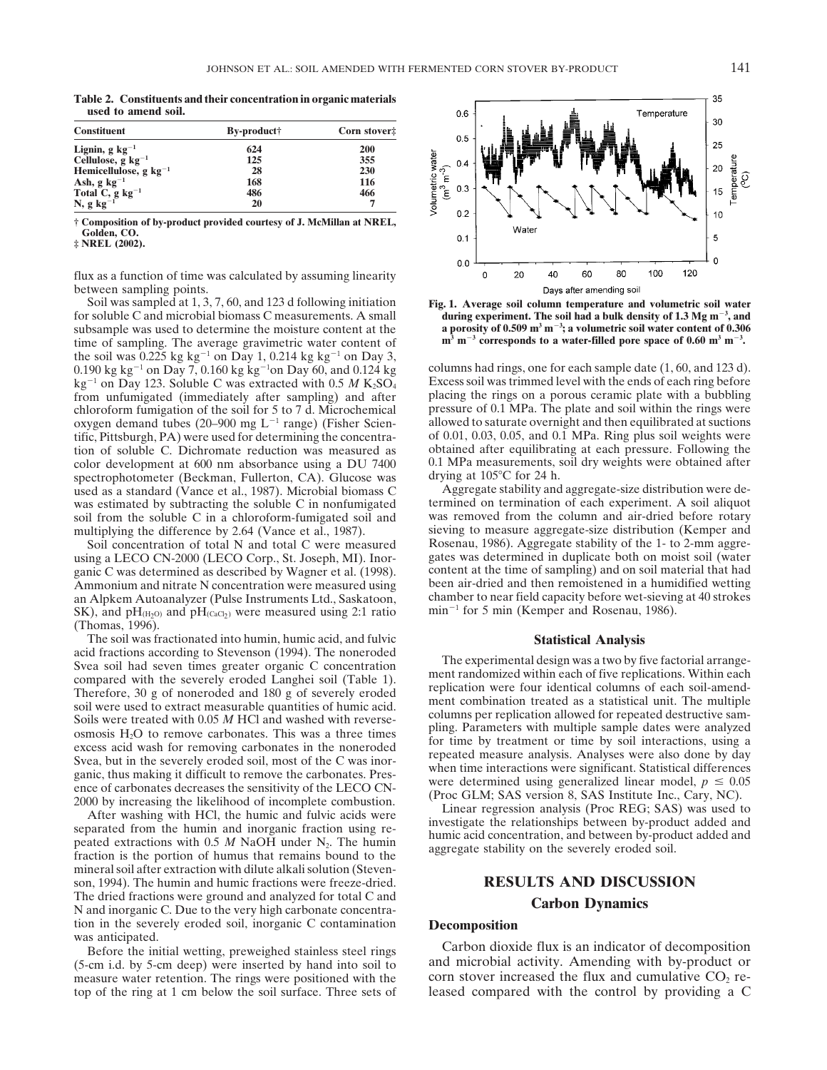**Table 2. Constituents and their concentration in organic materials used to amend soil.**

| Constituent | By-product† | Corn stover‡ |
|---|---|---|
| Lignin, g kg$^{-1}$ | 624 | 200 |
| Cellulose, g kg$^{-1}$ | 125 | 355 |
| Hemicellulose, g kg$^{-1}$ | 28 | 230 |
| Ash, g kg$^{-1}$ | 168 | 116 |
| Total C, g kg$^{-1}$ | 486 | 466 |
| N, g kg$^{-1}$ | 20 | 7 |

† Composition of by-product provided courtesy of J. McMillan at NREL, Golden, CO.
‡ NREL (2002).

flux as a function of time was calculated by assuming linearity between sampling points.

Soil was sampled at 1, 3, 7, 60, and 123 d following initiation for soluble C and microbial biomass C measurements. A small subsample was used to determine the moisture content at the time of sampling. The average gravimetric water content of the soil was 0.225 kg kg$^{-1}$ on Day 1, 0.214 kg kg$^{-1}$ on Day 3, 0.190 kg kg$^{-1}$ on Day 7, 0.160 kg kg$^{-1}$on Day 60, and 0.124 kg kg$^{-1}$ on Day 123. Soluble C was extracted with 0.5 *M* $K_2SO_4$ from unfumigated (immediately after sampling) and after chloroform fumigation of the soil for 5 to 7 d. Microchemical oxygen demand tubes (20–900 mg L$^{-1}$ range) (Fisher Scientific, Pittsburgh, PA) were used for determining the concentration of soluble C. Dichromate reduction was measured as color development at 600 nm absorbance using a DU 7400 spectrophotometer (Beckman, Fullerton, CA). Glucose was used as a standard (Vance et al., 1987). Microbial biomass C was estimated by subtracting the soluble C in nonfumigated soil from the soluble C in a chloroform-fumigated soil and multiplying the difference by 2.64 (Vance et al., 1987).

Soil concentration of total N and total C were measured using a LECO CN-2000 (LECO Corp., St. Joseph, MI). Inorganic C was determined as described by Wagner et al. (1998). Ammonium and nitrate N concentration were measured using an Alpkem Autoanalyzer (Pulse Instruments Ltd., Saskatoon, SK), and $pH_{(H_2O)}$ and $pH_{(CaCl_2)}$ were measured using 2:1 ratio (Thomas, 1996).

The soil was fractionated into humin, humic acid, and fulvic acid fractions according to Stevenson (1994). The noneroded Svea soil had seven times greater organic C concentration compared with the severely eroded Langhei soil (Table 1). Therefore, 30 g of noneroded and 180 g of severely eroded soil were used to extract measurable quantities of humic acid. Soils were treated with 0.05 *M* HCl and washed with reverse-osmosis $H_2O$ to remove carbonates. This was a three times excess acid wash for removing carbonates in the noneroded Svea, but in the severely eroded soil, most of the C was inorganic, thus making it difficult to remove the carbonates. Presence of carbonates decreases the sensitivity of the LECO CN-2000 by increasing the likelihood of incomplete combustion.

After washing with HCl, the humic and fulvic acids were separated from the humin and inorganic fraction using repeated extractions with 0.5 *M* NaOH under $N_2$. The humin fraction is the portion of humus that remains bound to the mineral soil after extraction with dilute alkali solution (Stevenson, 1994). The humin and humic fractions were freeze-dried. The dried fractions were ground and analyzed for total C and N and inorganic C. Due to the very high carbonate concentration in the severely eroded soil, inorganic C contamination was anticipated.

Before the initial wetting, preweighed stainless steel rings (5-cm i.d. by 5-cm deep) were inserted by hand into soil to measure water retention. The rings were positioned with the top of the ring at 1 cm below the soil surface. Three sets of

**Fig. 1. Average soil column temperature and volumetric soil water during experiment. The soil had a bulk density of 1.3 Mg m$^{-3}$, and a porosity of 0.509 m$^3$ m$^{-3}$; a volumetric soil water content of 0.306 m$^3$ m$^{-3}$ corresponds to a water-filled pore space of 0.60 m$^3$ m$^{-3}$.**

columns had rings, one for each sample date (1, 60, and 123 d). Excess soil was trimmed level with the ends of each ring before placing the rings on a porous ceramic plate with a bubbling pressure of 0.1 MPa. The plate and soil within the rings were allowed to saturate overnight and then equilibrated at suctions of 0.01, 0.03, 0.05, and 0.1 MPa. Ring plus soil weights were obtained after equilibrating at each pressure. Following the 0.1 MPa measurements, soil dry weights were obtained after drying at 105°C for 24 h.

Aggregate stability and aggregate-size distribution were determined on termination of each experiment. A soil aliquot was removed from the column and air-dried before rotary sieving to measure aggregate-size distribution (Kemper and Rosenau, 1986). Aggregate stability of the 1- to 2-mm aggregates was determined in duplicate both on moist soil (water content at the time of sampling) and on soil material that had been air-dried and then remoistened in a humidified wetting chamber to near field capacity before wet-sieving at 40 strokes min$^{-1}$ for 5 min (Kemper and Rosenau, 1986).

## Statistical Analysis

The experimental design was a two by five factorial arrangement randomized within each of five replications. Within each replication were four identical columns of each soil-amendment combination treated as a statistical unit. The multiple columns per replication allowed for repeated destructive sampling. Parameters with multiple sample dates were analyzed for time by treatment or time by soil interactions, using a repeated measure analysis. Analyses were also done by day when time interactions were significant. Statistical differences were determined using generalized linear model, $p \leq 0.05$ (Proc GLM; SAS version 8, SAS Institute Inc., Cary, NC).

Linear regression analysis (Proc REG; SAS) was used to investigate the relationships between by-product added and humic acid concentration, and between by-product added and aggregate stability on the severely eroded soil.

# RESULTS AND DISCUSSION

## Carbon Dynamics

### Decomposition

Carbon dioxide flux is an indicator of decomposition and microbial activity. Amending with by-product or corn stover increased the flux and cumulative $CO_2$ released compared with the control by providing a C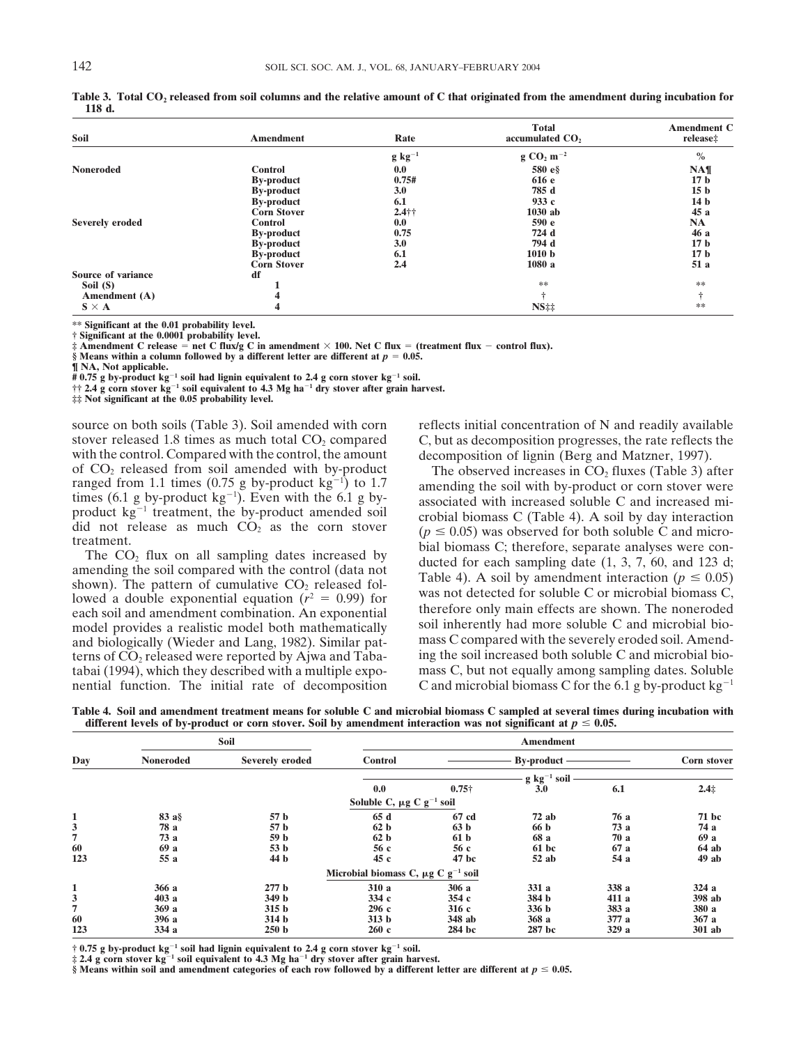**Table 3. Total $CO_2$ released from soil columns and the relative amount of C that originated from the amendment during incubation for 118 d.**

| Soil | Amendment | Rate | Total accumulated $CO_2$ | Amendment C release‡ |
|---|---|---|---|---|
| | | g kg$^{-1}$ | g $CO_2$ m$^{-2}$ | % |
| Noneroded | Control | 0.0 | 580 e§ | NA¶ |
| | By-product | 0.75# | 616 e | 17 b |
| | By-product | 3.0 | 785 d | 15 b |
| | By-product | 6.1 | 933 c | 14 b |
| | Corn Stover | 2.4†† | 1030 ab | 45 a |
| Severely eroded | Control | 0.0 | 590 e | NA |
| | By-product | 0.75 | 724 d | 46 a |
| | By-product | 3.0 | 794 d | 17 b |
| | By-product | 6.1 | 1010 b | 17 b |
| | Corn Stover | 2.4 | 1080 a | 51 a |
| Source of variance | df | | | |
| Soil (S) | 1 | | ** | ** |
| Amendment (A) | 4 | | † | † |
| S × A | 4 | | NS‡‡ | ** |

** Significant at the 0.01 probability level.
† Significant at the 0.0001 probability level.
‡ Amendment C release = net C flux/g C in amendment × 100. Net C flux = (treatment flux − control flux).
§ Means within a column followed by a different letter are different at $p = 0.05$.
¶ NA, Not applicable.
# 0.75 g by-product kg$^{-1}$ soil had lignin equivalent to 2.4 g corn stover kg$^{-1}$ soil.
†† 2.4 g corn stover kg$^{-1}$ soil equivalent to 4.3 Mg ha$^{-1}$ dry stover after grain harvest.
‡‡ Not significant at the 0.05 probability level.

source on both soils (Table 3). Soil amended with corn stover released 1.8 times as much total $CO_2$ compared with the control. Compared with the control, the amount of $CO_2$ released from soil amended with by-product ranged from 1.1 times (0.75 g by-product kg$^{-1}$) to 1.7 times (6.1 g by-product kg$^{-1}$). Even with the 6.1 g by-product kg$^{-1}$ treatment, the by-product amended soil did not release as much $CO_2$ as the corn stover treatment.

The $CO_2$ flux on all sampling dates increased by amending the soil compared with the control (data not shown). The pattern of cumulative $CO_2$ released followed a double exponential equation ($r^2 = 0.99$) for each soil and amendment combination. An exponential model provides a realistic model both mathematically and biologically (Wieder and Lang, 1982). Similar patterns of $CO_2$ released were reported by Ajwa and Tabatabai (1994), which they described with a multiple exponential function. The initial rate of decomposition reflects initial concentration of N and readily available C, but as decomposition progresses, the rate reflects the decomposition of lignin (Berg and Matzner, 1997).

The observed increases in $CO_2$ fluxes (Table 3) after amending the soil with by-product or corn stover were associated with increased soluble C and increased microbial biomass C (Table 4). A soil by day interaction ($p \leq 0.05$) was observed for both soluble C and microbial biomass C; therefore, separate analyses were conducted for each sampling date (1, 3, 7, 60, and 123 d; Table 4). A soil by amendment interaction ($p \leq 0.05$) was not detected for soluble C or microbial biomass C, therefore only main effects are shown. The noneroded soil inherently had more soluble C and microbial biomass C compared with the severely eroded soil. Amending the soil increased both soluble C and microbial biomass C, but not equally among sampling dates. Soluble C and microbial biomass C for the 6.1 g by-product kg$^{-1}$

**Table 4. Soil and amendment treatment means for soluble C and microbial biomass C sampled at several times during incubation with different levels of by-product or corn stover. Soil by amendment interaction was not significant at $p \leq 0.05$.**

| Day | Soil | | Amendment | | | | |
|---|---|---|---|---|---|---|---|
| | Noneroded | Severely eroded | Control | By-product | | | Corn stover |
| | | | g kg$^{-1}$ soil | | | | |
| | | | 0.0 | 0.75† | 3.0 | 6.1 | 2.4‡ |
| | | | Soluble C, μg C g$^{-1}$ soil | | | | |
| 1 | 83 a§ | 57 b | 65 d | 67 cd | 72 ab | 76 a | 71 bc |
| 3 | 78 a | 57 b | 62 b | 63 b | 66 b | 73 a | 74 a |
| 7 | 73 a | 59 b | 62 b | 61 b | 68 a | 70 a | 69 a |
| 60 | 69 a | 53 b | 56 c | 56 c | 61 bc | 67 a | 64 ab |
| 123 | 55 a | 44 b | 45 c | 47 bc | 52 ab | 54 a | 49 ab |
| | | | Microbial biomass C, μg C g$^{-1}$ soil | | | | |
| 1 | 366 a | 277 b | 310 a | 306 a | 331 a | 338 a | 324 a |
| 3 | 403 a | 349 b | 334 c | 354 c | 384 b | 411 a | 398 ab |
| 7 | 369 a | 315 b | 296 c | 316 c | 336 b | 383 a | 380 a |
| 60 | 396 a | 314 b | 313 b | 348 ab | 368 a | 377 a | 367 a |
| 123 | 334 a | 250 b | 260 c | 284 bc | 287 bc | 329 a | 301 ab |

† 0.75 g by-product kg$^{-1}$ soil had lignin equivalent to 2.4 g corn stover kg$^{-1}$ soil.
‡ 2.4 g corn stover kg$^{-1}$ soil equivalent to 4.3 Mg ha$^{-1}$ dry stover after grain harvest.
§ Means within soil and amendment categories of each row followed by a different letter are different at $p \leq 0.05$.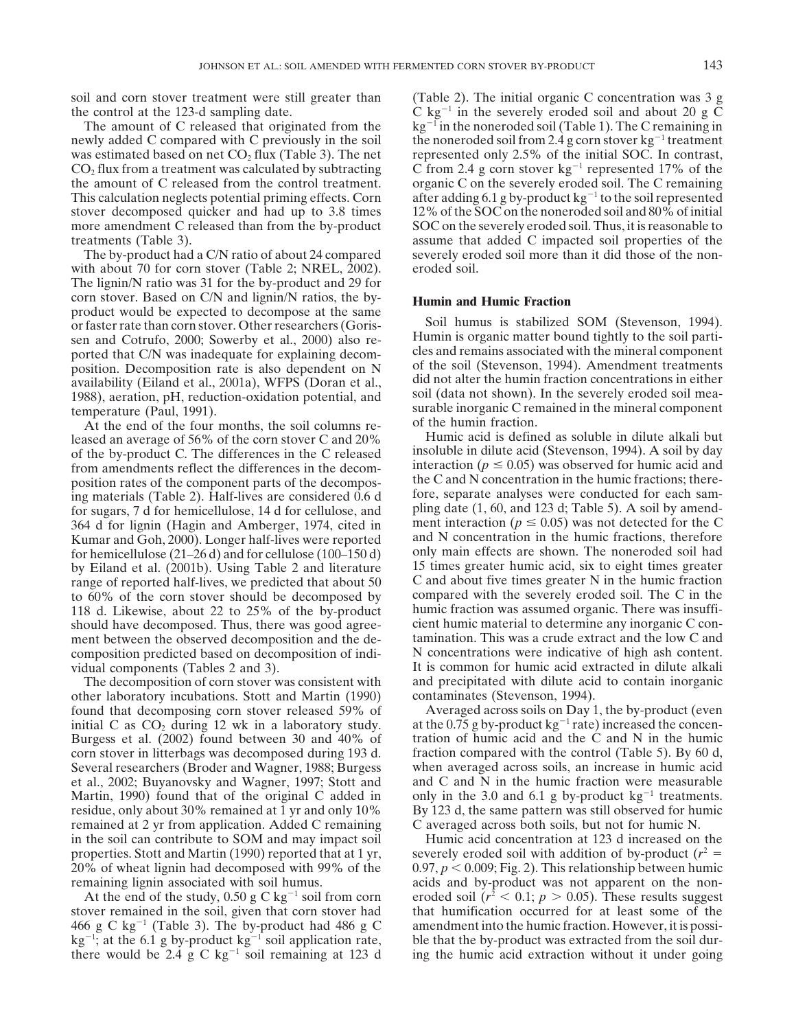soil and corn stover treatment were still greater than the control at the 123-d sampling date.

The amount of C released that originated from the newly added C compared with C previously in the soil was estimated based on net $CO_2$ flux (Table 3). The net $CO_2$ flux from a treatment was calculated by subtracting the amount of C released from the control treatment. This calculation neglects potential priming effects. Corn stover decomposed quicker and had up to 3.8 times more amendment C released than from the by-product treatments (Table 3).

The by-product had a C/N ratio of about 24 compared with about 70 for corn stover (Table 2; NREL, 2002). The lignin/N ratio was 31 for the by-product and 29 for corn stover. Based on C/N and lignin/N ratios, the by-product would be expected to decompose at the same or faster rate than corn stover. Other researchers (Gorissen and Cotrufo, 2000; Sowerby et al., 2000) also reported that C/N was inadequate for explaining decomposition. Decomposition rate is also dependent on N availability (Eiland et al., 2001a), WFPS (Doran et al., 1988), aeration, pH, reduction-oxidation potential, and temperature (Paul, 1991).

At the end of the four months, the soil columns released an average of 56% of the corn stover C and 20% of the by-product C. The differences in the C released from amendments reflect the differences in the decomposition rates of the component parts of the decomposing materials (Table 2). Half-lives are considered 0.6 d for sugars, 7 d for hemicellulose, 14 d for cellulose, and 364 d for lignin (Hagin and Amberger, 1974, cited in Kumar and Goh, 2000). Longer half-lives were reported for hemicellulose (21–26 d) and for cellulose (100–150 d) by Eiland et al. (2001b). Using Table 2 and literature range of reported half-lives, we predicted that about 50 to 60% of the corn stover should be decomposed by 118 d. Likewise, about 22 to 25% of the by-product should have decomposed. Thus, there was good agreement between the observed decomposition and the decomposition predicted based on decomposition of individual components (Tables 2 and 3).

The decomposition of corn stover was consistent with other laboratory incubations. Stott and Martin (1990) found that decomposing corn stover released 59% of initial C as $CO_2$ during 12 wk in a laboratory study. Burgess et al. (2002) found between 30 and 40% of corn stover in litterbags was decomposed during 193 d. Several researchers (Broder and Wagner, 1988; Burgess et al., 2002; Buyanovsky and Wagner, 1997; Stott and Martin, 1990) found that of the original C added in residue, only about 30% remained at 1 yr and only 10% remained at 2 yr from application. Added C remaining in the soil can contribute to SOM and may impact soil properties. Stott and Martin (1990) reported that at 1 yr, 20% of wheat lignin had decomposed with 99% of the remaining lignin associated with soil humus.

At the end of the study, 0.50 g C $kg^{-1}$ soil from corn stover remained in the soil, given that corn stover had 466 g C $kg^{-1}$ (Table 3). The by-product had 486 g C $kg^{-1}$; at the 6.1 g by-product $kg^{-1}$ soil application rate, there would be 2.4 g C $kg^{-1}$ soil remaining at 123 d (Table 2). The initial organic C concentration was 3 g C $kg^{-1}$ in the severely eroded soil and about 20 g C $kg^{-1}$ in the noneroded soil (Table 1). The C remaining in the noneroded soil from 2.4 g corn stover $kg^{-1}$ treatment represented only 2.5% of the initial SOC. In contrast, C from 2.4 g corn stover $kg^{-1}$ represented 17% of the organic C on the severely eroded soil. The C remaining after adding 6.1 g by-product $kg^{-1}$ to the soil represented 12% of the SOC on the noneroded soil and 80% of initial SOC on the severely eroded soil. Thus, it is reasonable to assume that added C impacted soil properties of the severely eroded soil more than it did those of the noneroded soil.

## Humin and Humic Fraction

Soil humus is stabilized SOM (Stevenson, 1994). Humin is organic matter bound tightly to the soil particles and remains associated with the mineral component of the soil (Stevenson, 1994). Amendment treatments did not alter the humin fraction concentrations in either soil (data not shown). In the severely eroded soil measurable inorganic C remained in the mineral component of the humin fraction.

Humic acid is defined as soluble in dilute alkali but insoluble in dilute acid (Stevenson, 1994). A soil by day interaction ($p \leq 0.05$) was observed for humic acid and the C and N concentration in the humic fractions; therefore, separate analyses were conducted for each sampling date (1, 60, and 123 d; Table 5). A soil by amendment interaction ($p \leq 0.05$) was not detected for the C and N concentration in the humic fractions, therefore only main effects are shown. The noneroded soil had 15 times greater humic acid, six to eight times greater C and about five times greater N in the humic fraction compared with the severely eroded soil. The C in the humic fraction was assumed organic. There was insufficient humic material to determine any inorganic C contamination. This was a crude extract and the low C and N concentrations were indicative of high ash content. It is common for humic acid extracted in dilute alkali and precipitated with dilute acid to contain inorganic contaminates (Stevenson, 1994).

Averaged across soils on Day 1, the by-product (even at the 0.75 g by-product $kg^{-1}$ rate) increased the concentration of humic acid and the C and N in the humic fraction compared with the control (Table 5). By 60 d, when averaged across soils, an increase in humic acid and C and N in the humic fraction were measurable only in the 3.0 and 6.1 g by-product $kg^{-1}$ treatments. By 123 d, the same pattern was still observed for humic C averaged across both soils, but not for humic N.

Humic acid concentration at 123 d increased on the severely eroded soil with addition of by-product ($r^2 = 0.97$, $p < 0.009$; Fig. 2). This relationship between humic acids and by-product was not apparent on the noneroded soil ($r^2 < 0.1$; $p > 0.05$). These results suggest that humification occurred for at least some of the amendment into the humic fraction. However, it is possible that the by-product was extracted from the soil during the humic acid extraction without it under going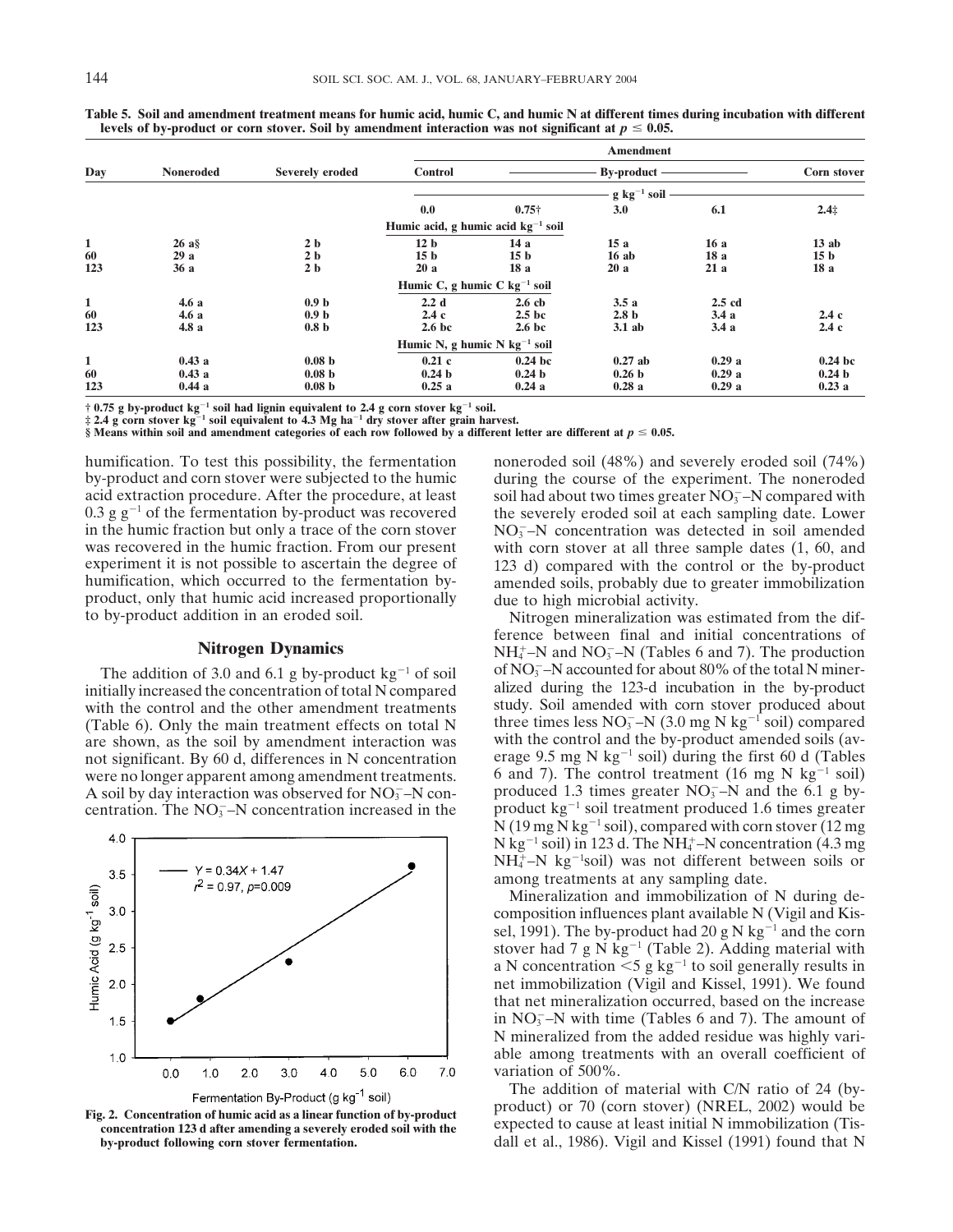**Table 5. Soil and amendment treatment means for humic acid, humic C, and humic N at different times during incubation with different levels of by-product or corn stover. Soil by amendment interaction was not significant at $p \leq 0.05$.**

| Day | Noneroded | Severely eroded | Amendment | | | | |
|---|---|---|---|---|---|---|---|
| | | | Control | By-product | | | Corn stover |
| | | | g kg$^{-1}$ soil | | | | |
| | | | 0.0 | 0.75† | 3.0 | 6.1 | 2.4‡ |
| | | | Humic acid, g humic acid kg$^{-1}$ soil | | | | |
| 1 | 26 a§ | 2 b | 12 b | 14 a | 15 a | 16 a | 13 ab |
| 60 | 29 a | 2 b | 15 b | 15 b | 16 ab | 18 a | 15 b |
| 123 | 36 a | 2 b | 20 a | 18 a | 20 a | 21 a | 18 a |
| | | | Humic C, g humic C kg$^{-1}$ soil | | | | |
| 1 | 4.6 a | 0.9 b | 2.2 d | 2.6 cb | 3.5 a | 2.5 cd | |
| 60 | 4.6 a | 0.9 b | 2.4 c | 2.5 bc | 2.8 b | 3.4 a | 2.4 c |
| 123 | 4.8 a | 0.8 b | 2.6 bc | 2.6 bc | 3.1 ab | 3.4 a | 2.4 c |
| | | | Humic N, g humic N kg$^{-1}$ soil | | | | |
| 1 | 0.43 a | 0.08 b | 0.21 c | 0.24 bc | 0.27 ab | 0.29 a | 0.24 bc |
| 60 | 0.43 a | 0.08 b | 0.24 b | 0.24 b | 0.26 b | 0.29 a | 0.24 b |
| 123 | 0.44 a | 0.08 b | 0.25 a | 0.24 a | 0.28 a | 0.29 a | 0.23 a |

† 0.75 g by-product kg$^{-1}$ soil had lignin equivalent to 2.4 g corn stover kg$^{-1}$ soil.
‡ 2.4 g corn stover kg$^{-1}$ soil equivalent to 4.3 Mg ha$^{-1}$ dry stover after grain harvest.
§ Means within soil and amendment categories of each row followed by a different letter are different at $p \leq 0.05$.

humification. To test this possibility, the fermentation by-product and corn stover were subjected to the humic acid extraction procedure. After the procedure, at least 0.3 g g$^{-1}$ of the fermentation by-product was recovered in the humic fraction but only a trace of the corn stover was recovered in the humic fraction. From our present experiment it is not possible to ascertain the degree of humification, which occurred to the fermentation by-product, only that humic acid increased proportionally to by-product addition in an eroded soil.

## Nitrogen Dynamics

The addition of 3.0 and 6.1 g by-product kg$^{-1}$ of soil initially increased the concentration of total N compared with the control and the other amendment treatments (Table 6). Only the main treatment effects on total N are shown, as the soil by amendment interaction was not significant. By 60 d, differences in N concentration were no longer apparent among amendment treatments. A soil by day interaction was observed for $NO_3^-$–N concentration. The $NO_3^-$–N concentration increased in the noneroded soil (48%) and severely eroded soil (74%) during the course of the experiment. The noneroded soil had about two times greater $NO_3^-$–N compared with the severely eroded soil at each sampling date. Lower $NO_3^-$–N concentration was detected in soil amended with corn stover at all three sample dates (1, 60, and 123 d) compared with the control or the by-product amended soils, probably due to greater immobilization due to high microbial activity.

Fig. 2. Concentration of humic acid as a linear function of by-product concentration 123 d after amending a severely eroded soil with the by-product following corn stover fermentation.

Nitrogen mineralization was estimated from the difference between final and initial concentrations of $NH_4^+$–N and $NO_3^-$–N (Tables 6 and 7). The production of $NO_3^-$–N accounted for about 80% of the total N mineralized during the 123-d incubation in the by-product study. Soil amended with corn stover produced about three times less $NO_3^-$–N (3.0 mg N kg$^{-1}$ soil) compared with the control and the by-product amended soils (average 9.5 mg N kg$^{-1}$ soil) during the first 60 d (Tables 6 and 7). The control treatment (16 mg N kg$^{-1}$ soil) produced 1.3 times greater $NO_3^-$–N and the 6.1 g by-product kg$^{-1}$ soil treatment produced 1.6 times greater N (19 mg N kg$^{-1}$ soil), compared with corn stover (12 mg N kg$^{-1}$ soil) in 123 d. The $NH_4^+$–N concentration (4.3 mg $NH_4^+$–N kg$^{-1}$soil) was not different between soils or among treatments at any sampling date.

Mineralization and immobilization of N during decomposition influences plant available N (Vigil and Kissel, 1991). The by-product had 20 g N kg$^{-1}$ and the corn stover had 7 g N kg$^{-1}$ (Table 2). Adding material with a N concentration <5 g kg$^{-1}$ to soil generally results in net immobilization (Vigil and Kissel, 1991). We found that net mineralization occurred, based on the increase in $NO_3^-$–N with time (Tables 6 and 7). The amount of N mineralized from the added residue was highly variable among treatments with an overall coefficient of variation of 500%.

The addition of material with C/N ratio of 24 (by-product) or 70 (corn stover) (NREL, 2002) would be expected to cause at least initial N immobilization (Tisdall et al., 1986). Vigil and Kissel (1991) found that N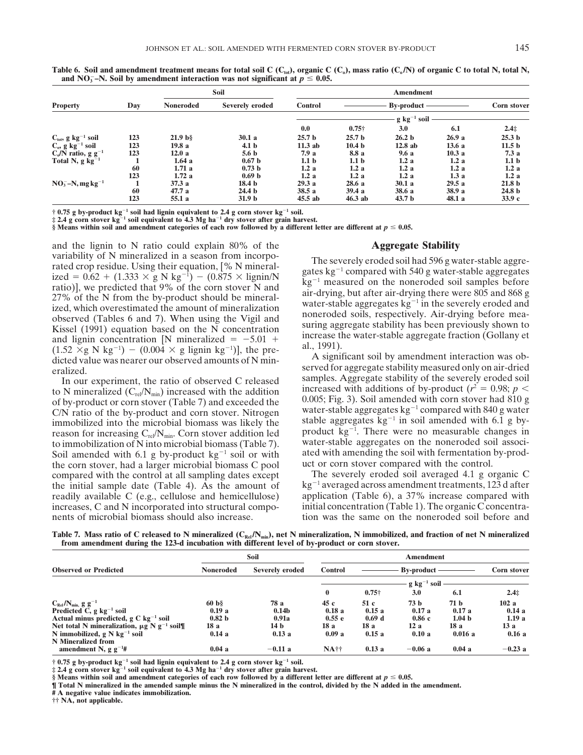**Table 6. Soil and amendment treatment means for total soil C ($C_{tot}$), organic C ($C_o$), mass ratio ($C_o$/N) of organic C to total N, total N, and $NO_3^-$–N. Soil by amendment interaction was not significant at $p \leq 0.05$.**

| Property | Day | Soil | | Amendment | | | | |
|---|---|---|---|---|---|---|---|---|
| | | Noneroded | Severely eroded | Control | By-product | | | Corn stover |
| | | | | g kg$^{-1}$ soil | | | | |
| | | | | 0.0 | 0.75† | 3.0 | 6.1 | 2.4‡ |
| $C_{tot}$, g kg$^{-1}$ soil | 123 | 21.9 b§ | 30.1 a | 25.7 b | 25.7 b | 26.2 b | 26.9 a | 25.3 b |
| $C_o$, g kg$^{-1}$ soil | 123 | 19.8 a | 4.1 b | 11.3 ab | 10.4 b | 12.8 ab | 13.6 a | 11.5 b |
| $C_o$/N ratio, g g$^{-1}$ | 123 | 12.0 a | 5.6 b | 7.9 a | 8.8 a | 9.6 a | 10.3 a | 7.3 a |
| Total N, g kg$^{-1}$ | 1 | 1.64 a | 0.67 b | 1.1 b | 1.1 b | 1.2 a | 1.2 a | 1.1 b |
| | 60 | 1.71 a | 0.73 b | 1.2 a | 1.2 a | 1.2 a | 1.2 a | 1.2 a |
| | 123 | 1.72 a | 0.69 b | 1.2 a | 1.2 a | 1.2 a | 1.3 a | 1.2 a |
| $NO_3^-$–N, mg kg$^{-1}$ | 1 | 37.3 a | 18.4 b | 29.3 a | 28.6 a | 30.1 a | 29.5 a | 21.8 b |
| | 60 | 47.7 a | 24.4 b | 38.5 a | 39.4 a | 38.6 a | 38.9 a | 24.8 b |
| | 123 | 55.1 a | 31.9 b | 45.5 ab | 46.3 ab | 43.7 b | 48.1 a | 33.9 c |

† 0.75 g by-product kg$^{-1}$ soil had lignin equivalent to 2.4 g corn stover kg$^{-1}$ soil.
‡ 2.4 g corn stover kg$^{-1}$ soil equivalent to 4.3 Mg ha$^{-1}$ dry stover after grain harvest.
§ Means within soil and amendment categories of each row followed by a different letter are different at $p \leq 0.05$.

and the lignin to N ratio could explain 80% of the variability of N mineralized in a season from incorporated crop residue. Using their equation, [% N mineralized = 0.62 + (1.333 × g N kg$^{-1}$) − (0.875 × lignin/N ratio)], we predicted that 9% of the corn stover N and 27% of the N from the by-product should be mineralized, which overestimated the amount of mineralization observed (Tables 6 and 7). When using the Vigil and Kissel (1991) equation based on the N concentration and lignin concentration [N mineralized = −5.01 + (1.52 × g N kg$^{-1}$) − (0.004 × g lignin kg$^{-1}$)], the predicted value was nearer our observed amounts of N mineralized.

In our experiment, the ratio of observed C released to N mineralized ($C_{rel}$/$N_{min}$) increased with the addition of by-product or corn stover (Table 7) and exceeded the C/N ratio of the by-product and corn stover. Nitrogen immobilized into the microbial biomass was likely the reason for increasing $C_{rel}$/$N_{min}$. Corn stover addition led to immobilization of N into microbial biomass (Table 7). Soil amended with 6.1 g by-product kg$^{-1}$ soil or with the corn stover, had a larger microbial biomass C pool compared with the control at all sampling dates except the initial sample date (Table 4). As the amount of readily available C (e.g., cellulose and hemicellulose) increases, C and N incorporated into structural components of microbial biomass should also increase.

## Aggregate Stability

The severely eroded soil had 596 g water-stable aggregates kg$^{-1}$ compared with 540 g water-stable aggregates kg$^{-1}$ measured on the noneroded soil samples before air-drying, but after air-drying there were 805 and 868 g water-stable aggregates kg$^{-1}$ in the severely eroded and noneroded soils, respectively. Air-drying before measuring aggregate stability has been previously shown to increase the water-stable aggregate fraction (Gollany et al., 1991).

A significant soil by amendment interaction was observed for aggregate stability measured only on air-dried samples. Aggregate stability of the severely eroded soil increased with additions of by-product ($r^2$ = 0.98; $p$ < 0.005; Fig. 3). Soil amended with corn stover had 810 g water-stable aggregates kg$^{-1}$ compared with 840 g water stable aggregates kg$^{-1}$ in soil amended with 6.1 g by-product kg$^{-1}$. There were no measurable changes in water-stable aggregates on the noneroded soil associated with amending the soil with fermentation by-product or corn stover compared with the control.

The severely eroded soil averaged 4.1 g organic C kg$^{-1}$ averaged across amendment treatments, 123 d after application (Table 6), a 37% increase compared with initial concentration (Table 1). The organic C concentration was the same on the noneroded soil before and

**Table 7. Mass ratio of C released to N mineralized ($C_{Rel}$/$N_{min}$), net N mineralization, N immobilized, and fraction of net N mineralized from amendment during the 123-d incubation with different level of by-product or corn stover.**

| Observed or Predicted | Soil | | Amendment | | | | |
|---|---|---|---|---|---|---|---|
| | Noneroded | Severely eroded | Control | By-product | | | Corn stover |
| | | | g kg$^{-1}$ soil | | | | |
| | | | 0 | 0.75† | 3.0 | 6.1 | 2.4‡ |
| $C_{Rel}$/$N_{min,}$ g g$^{-1}$ | 60 b§ | 78 a | 45 c | 51 c | 73 b | 71 b | 102 a |
| Predicted C, g kg$^{-1}$ soil | 0.19 a | 0.14b | 0.18 a | 0.15 a | 0.17 a | 0.17 a | 0.14 a |
| Actual minus predicted, g C kg$^{-1}$ soil | 0.82 b | 0.91a | 0.55 e | 0.69 d | 0.86 c | 1.04 b | 1.19 a |
| Net total N mineralization, μg N g$^{-1}$ soil¶ | 18 a | 14 b | 18 a | 18 a | 12 a | 18 a | 13 a |
| N immobilized, g N kg$^{-1}$ soil | 0.14 a | 0.13 a | 0.09 a | 0.15 a | 0.10 a | 0.016 a | 0.16 a |
| N Mineralized from amendment N, g g$^{-1}$# | 0.04 a | −0.11 a | NA†† | 0.13 a | −0.06 a | 0.04 a | −0.23 a |

† 0.75 g by-product kg$^{-1}$ soil had lignin equivalent to 2.4 g corn stover kg$^{-1}$ soil.
‡ 2.4 g corn stover kg$^{-1}$ soil equivalent to 4.3 Mg ha$^{-1}$ dry stover after grain harvest.
§ Means within soil and amendment categories of each row followed by a different letter are different at $p \leq 0.05$.
¶ Total N mineralized in the amended sample minus the N mineralized in the control, divided by the N added in the amendment.
# A negative value indicates immobilization.
†† NA, not applicable.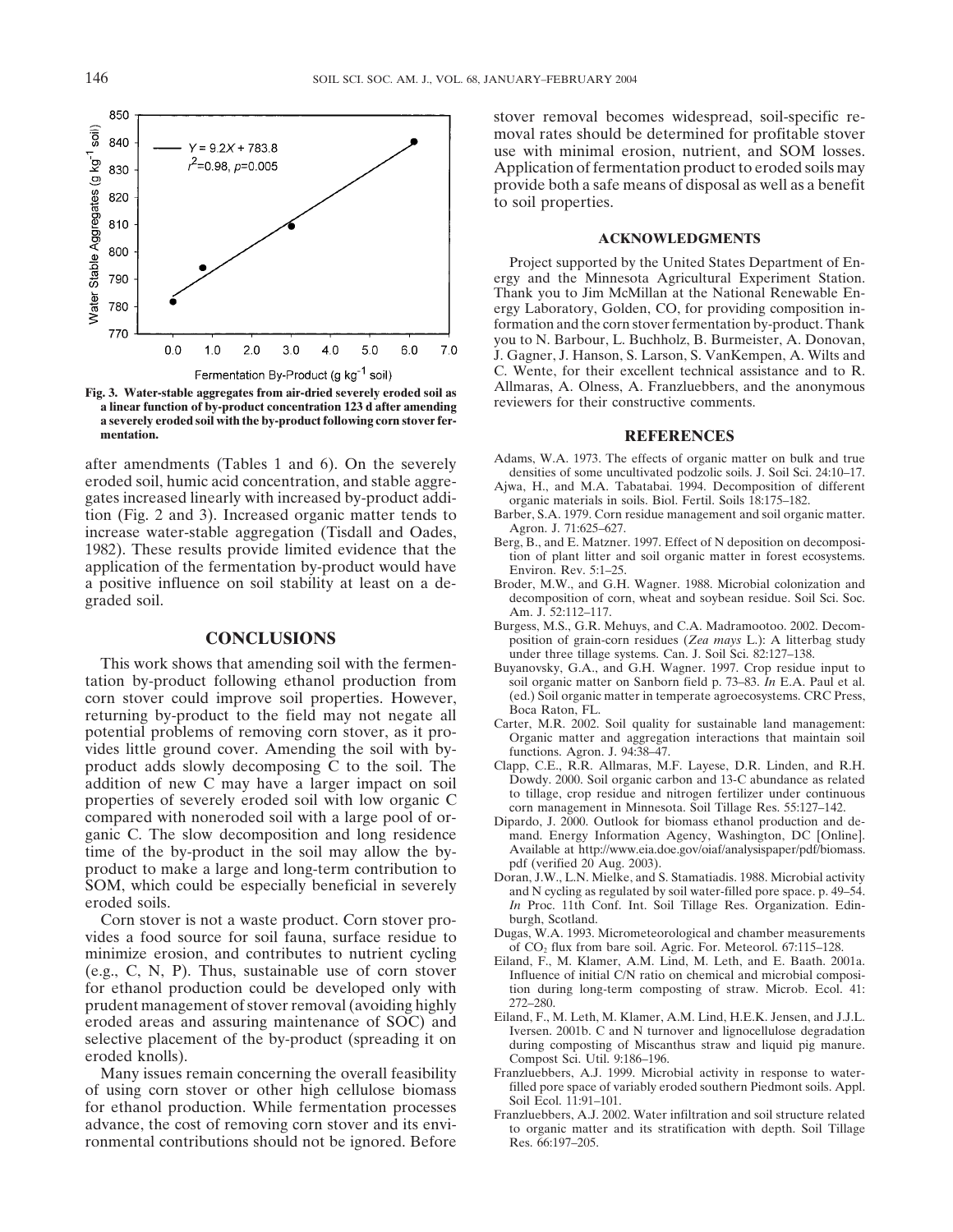Fig. 3. Water-stable aggregates from air-dried severely eroded soil as a linear function of by-product concentration 123 d after amending a severely eroded soil with the by-product following corn stover fermentation.

after amendments (Tables 1 and 6). On the severely eroded soil, humic acid concentration, and stable aggregates increased linearly with increased by-product addition (Fig. 2 and 3). Increased organic matter tends to increase water-stable aggregation (Tisdall and Oades, 1982). These results provide limited evidence that the application of the fermentation by-product would have a positive influence on soil stability at least on a degraded soil.

## CONCLUSIONS

This work shows that amending soil with the fermentation by-product following ethanol production from corn stover could improve soil properties. However, returning by-product to the field may not negate all potential problems of removing corn stover, as it provides little ground cover. Amending the soil with by-product adds slowly decomposing C to the soil. The addition of new C may have a larger impact on soil properties of severely eroded soil with low organic C compared with noneroded soil with a large pool of organic C. The slow decomposition and long residence time of the by-product in the soil may allow the by-product to make a large and long-term contribution to SOM, which could be especially beneficial in severely eroded soils.

Corn stover is not a waste product. Corn stover provides a food source for soil fauna, surface residue to minimize erosion, and contributes to nutrient cycling (e.g., C, N, P). Thus, sustainable use of corn stover for ethanol production could be developed only with prudent management of stover removal (avoiding highly eroded areas and assuring maintenance of SOC) and selective placement of the by-product (spreading it on eroded knolls).

Many issues remain concerning the overall feasibility of using corn stover or other high cellulose biomass for ethanol production. While fermentation processes advance, the cost of removing corn stover and its environmental contributions should not be ignored. Before stover removal becomes widespread, soil-specific removal rates should be determined for profitable stover use with minimal erosion, nutrient, and SOM losses. Application of fermentation product to eroded soils may provide both a safe means of disposal as well as a benefit to soil properties.

## ACKNOWLEDGMENTS

Project supported by the United States Department of Energy and the Minnesota Agricultural Experiment Station. Thank you to Jim McMillan at the National Renewable Energy Laboratory, Golden, CO, for providing composition information and the corn stover fermentation by-product. Thank you to N. Barbour, L. Buchholz, B. Burmeister, A. Donovan, J. Gagner, J. Hanson, S. Larson, S. VanKempen, A. Wilts and C. Wente, for their excellent technical assistance and to R. Allmaras, A. Olness, A. Franzluebbers, and the anonymous reviewers for their constructive comments.

## REFERENCES

Adams, W.A. 1973. The effects of organic matter on bulk and true densities of some uncultivated podzolic soils. J. Soil Sci. 24:10–17.

Ajwa, H., and M.A. Tabatabai. 1994. Decomposition of different organic materials in soils. Biol. Fertil. Soils 18:175–182.

Barber, S.A. 1979. Corn residue management and soil organic matter. Agron. J. 71:625–627.

Berg, B., and E. Matzner. 1997. Effect of N deposition on decomposition of plant litter and soil organic matter in forest ecosystems. Environ. Rev. 5:1–25.

Broder, M.W., and G.H. Wagner. 1988. Microbial colonization and decomposition of corn, wheat and soybean residue. Soil Sci. Soc. Am. J. 52:112–117.

Burgess, M.S., G.R. Mehuys, and C.A. Madramootoo. 2002. Decomposition of grain-corn residues (*Zea mays* L.): A litterbag study under three tillage systems. Can. J. Soil Sci. 82:127–138.

Buyanovsky, G.A., and G.H. Wagner. 1997. Crop residue input to soil organic matter on Sanborn field p. 73–83. *In* E.A. Paul et al. (ed.) Soil organic matter in temperate agroecosystems. CRC Press, Boca Raton, FL.

Carter, M.R. 2002. Soil quality for sustainable land management: Organic matter and aggregation interactions that maintain soil functions. Agron. J. 94:38–47.

Clapp, C.E., R.R. Allmaras, M.F. Layese, D.R. Linden, and R.H. Dowdy. 2000. Soil organic carbon and 13-C abundance as related to tillage, crop residue and nitrogen fertilizer under continuous corn management in Minnesota. Soil Tillage Res. 55:127–142.

Dipardo, J. 2000. Outlook for biomass ethanol production and demand. Energy Information Agency, Washington, DC [Online]. Available at http://www.eia.doe.gov/oiaf/analysispaper/pdf/biomass.pdf (verified 20 Aug. 2003).

Doran, J.W., L.N. Mielke, and S. Stamatiadis. 1988. Microbial activity and N cycling as regulated by soil water-filled pore space. p. 49–54. *In* Proc. 11th Conf. Int. Soil Tillage Res. Organization. Edinburgh, Scotland.

Dugas, W.A. 1993. Micrometeorological and chamber measurements of $CO_2$ flux from bare soil. Agric. For. Meteorol. 67:115–128.

Eiland, F., M. Klamer, A.M. Lind, M. Leth, and E. Baath. 2001a. Influence of initial C/N ratio on chemical and microbial composition during long-term composting of straw. Microb. Ecol. 41: 272–280.

Eiland, F., M. Leth, M. Klamer, A.M. Lind, H.E.K. Jensen, and J.J.L. Iversen. 2001b. C and N turnover and lignocellulose degradation during composting of Miscanthus straw and liquid pig manure. Compost Sci. Util. 9:186–196.

Franzluebbers, A.J. 1999. Microbial activity in response to water-filled pore space of variably eroded southern Piedmont soils. Appl. Soil Ecol. 11:91–101.

Franzluebbers, A.J. 2002. Water infiltration and soil structure related to organic matter and its stratification with depth. Soil Tillage Res. 66:197–205.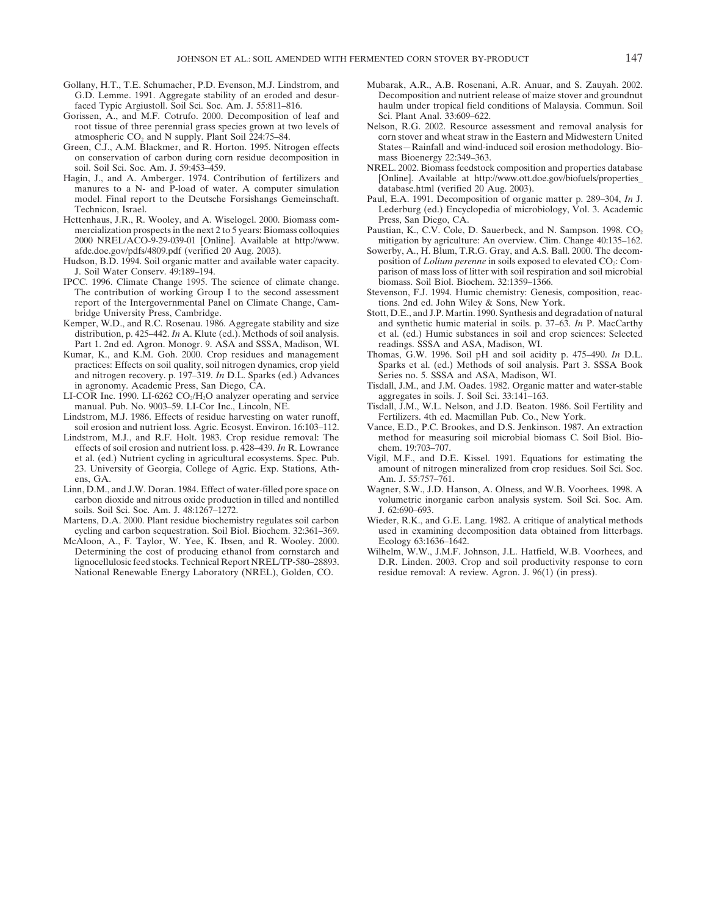Gollany, H.T., T.E. Schumacher, P.D. Evenson, M.J. Lindstrom, and G.D. Lemme. 1991. Aggregate stability of an eroded and desurfaced Typic Argiustoll. Soil Sci. Soc. Am. J. 55:811–816.

Gorissen, A., and M.F. Cotrufo. 2000. Decomposition of leaf and root tissue of three perennial grass species grown at two levels of atmospheric $CO_2$ and N supply. Plant Soil 224:75–84.

Green, C.J., A.M. Blackmer, and R. Horton. 1995. Nitrogen effects on conservation of carbon during corn residue decomposition in soil. Soil Sci. Soc. Am. J. 59:453–459.

Hagin, J., and A. Amberger. 1974. Contribution of fertilizers and manures to a N- and P-load of water. A computer simulation model. Final report to the Deutsche Forsishangs Gemeinschaft. Technicon, Israel.

Hettenhaus, J.R., R. Wooley, and A. Wiselogel. 2000. Biomass commercialization prospects in the next 2 to 5 years: Biomass colloquies 2000 NREL/ACO-9-29-039-01 [Online]. Available at http://www.afdc.doe.gov/pdfs/4809.pdf (verified 20 Aug. 2003).

Hudson, B.D. 1994. Soil organic matter and available water capacity. J. Soil Water Conserv. 49:189–194.

IPCC. 1996. Climate Change 1995. The science of climate change. The contribution of working Group I to the second assessment report of the Intergovernmental Panel on Climate Change, Cambridge University Press, Cambridge.

Kemper, W.D., and R.C. Rosenau. 1986. Aggregate stability and size distribution, p. 425–442. *In* A. Klute (ed.). Methods of soil analysis. Part 1. 2nd ed. Agron. Monogr. 9. ASA and SSSA, Madison, WI.

Kumar, K., and K.M. Goh. 2000. Crop residues and management practices: Effects on soil quality, soil nitrogen dynamics, crop yield and nitrogen recovery. p. 197–319. *In* D.L. Sparks (ed.) Advances in agronomy. Academic Press, San Diego, CA.

LI-COR Inc. 1990. LI-6262 $CO_2$/$H_2O$ analyzer operating and service manual. Pub. No. 9003–59. LI-Cor Inc., Lincoln, NE.

Lindstrom, M.J. 1986. Effects of residue harvesting on water runoff, soil erosion and nutrient loss. Agric. Ecosyst. Environ. 16:103–112.

Lindstrom, M.J., and R.F. Holt. 1983. Crop residue removal: The effects of soil erosion and nutrient loss. p. 428–439. *In* R. Lowrance et al. (ed.) Nutrient cycling in agricultural ecosystems. Spec. Pub. 23. University of Georgia, College of Agric. Exp. Stations, Athens, GA.

Linn, D.M., and J.W. Doran. 1984. Effect of water-filled pore space on carbon dioxide and nitrous oxide production in tilled and nontilled soils. Soil Sci. Soc. Am. J. 48:1267–1272.

Martens, D.A. 2000. Plant residue biochemistry regulates soil carbon cycling and carbon sequestration. Soil Biol. Biochem. 32:361–369.

McAloon, A., F. Taylor, W. Yee, K. Ibsen, and R. Wooley. 2000. Determining the cost of producing ethanol from cornstarch and lignocellulosic feed stocks. Technical Report NREL/TP-580–28893. National Renewable Energy Laboratory (NREL), Golden, CO.

Mubarak, A.R., A.B. Rosenani, A.R. Anuar, and S. Zauyah. 2002. Decomposition and nutrient release of maize stover and groundnut haulm under tropical field conditions of Malaysia. Commun. Soil Sci. Plant Anal. 33:609–622.

Nelson, R.G. 2002. Resource assessment and removal analysis for corn stover and wheat straw in the Eastern and Midwestern United States—Rainfall and wind-induced soil erosion methodology. Biomass Bioenergy 22:349–363.

NREL. 2002. Biomass feedstock composition and properties database [Online]. Available at http://www.ott.doe.gov/biofuels/properties_database.html (verified 20 Aug. 2003).

Paul, E.A. 1991. Decomposition of organic matter p. 289–304, *In* J. Lederburg (ed.) Encyclopedia of microbiology, Vol. 3. Academic Press, San Diego, CA.

Paustian, K., C.V. Cole, D. Sauerbeck, and N. Sampson. 1998. $CO_2$ mitigation by agriculture: An overview. Clim. Change 40:135–162.

Sowerby, A., H. Blum, T.R.G. Gray, and A.S. Ball. 2000. The decomposition of *Lolium perenne* in soils exposed to elevated $CO_2$: Comparison of mass loss of litter with soil respiration and soil microbial biomass. Soil Biol. Biochem. 32:1359–1366.

Stevenson, F.J. 1994. Humic chemistry: Genesis, composition, reactions. 2nd ed. John Wiley & Sons, New York.

Stott, D.E., and J.P. Martin. 1990. Synthesis and degradation of natural and synthetic humic material in soils. p. 37–63. *In* P. MacCarthy et al. (ed.) Humic substances in soil and crop sciences: Selected readings. SSSA and ASA, Madison, WI.

Thomas, G.W. 1996. Soil pH and soil acidity p. 475–490. *In* D.L. Sparks et al. (ed.) Methods of soil analysis. Part 3. SSSA Book Series no. 5. SSSA and ASA, Madison, WI.

Tisdall, J.M., and J.M. Oades. 1982. Organic matter and water-stable aggregates in soils. J. Soil Sci. 33:141–163.

Tisdall, J.M., W.L. Nelson, and J.D. Beaton. 1986. Soil Fertility and Fertilizers. 4th ed. Macmillan Pub. Co., New York.

Vance, E.D., P.C. Brookes, and D.S. Jenkinson. 1987. An extraction method for measuring soil microbial biomass C. Soil Biol. Biochem. 19:703–707.

Vigil, M.F., and D.E. Kissel. 1991. Equations for estimating the amount of nitrogen mineralized from crop residues. Soil Sci. Soc. Am. J. 55:757–761.

Wagner, S.W., J.D. Hanson, A. Olness, and W.B. Voorhees. 1998. A volumetric inorganic carbon analysis system. Soil Sci. Soc. Am. J. 62:690–693.

Wieder, R.K., and G.E. Lang. 1982. A critique of analytical methods used in examining decomposition data obtained from litterbags. Ecology 63:1636–1642.

Wilhelm, W.W., J.M.F. Johnson, J.L. Hatfield, W.B. Voorhees, and D.R. Linden. 2003. Crop and soil productivity response to corn residue removal: A review. Agron. J. 96(1) (in press).